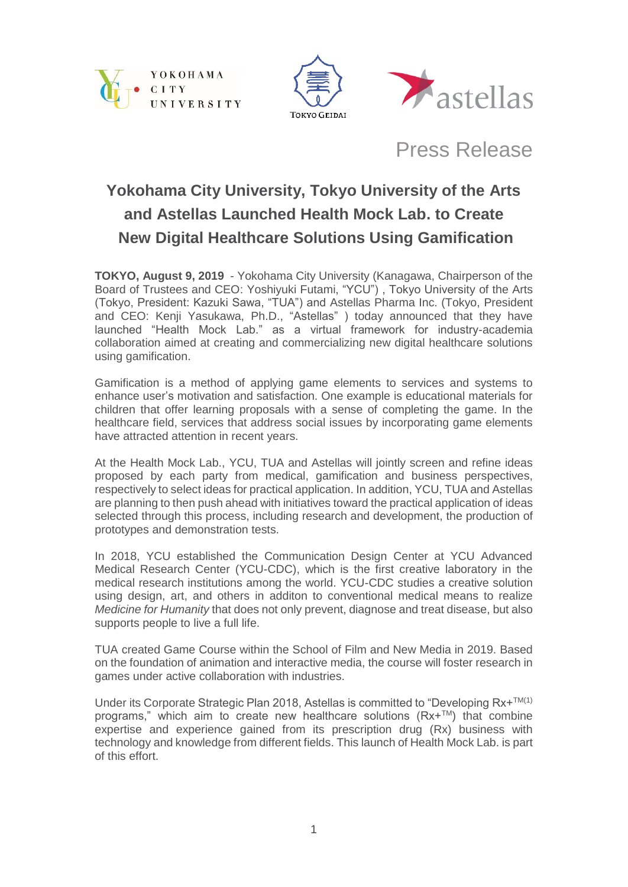Press Release

# Yokohama City University, Tokyo University of the Arts and Astellas Launched Health Mock Lab. to Create New Digital Healthcare Solutions Using Gamification

**TOKYO, August 9, 2019** - Yokohama City University (Kanagawa, Chairperson of the Board of Trustees and CEO: Yoshiyuki Futami, "YCU") , Tokyo University of the Arts (Tokyo, President: Kazuki Sawa, "TUA") and Astellas Pharma Inc. (Tokyo, President and CEO: Kenji Yasukawa, Ph.D., "Astellas" ) today announced that they have launched "Health Mock Lab." as a virtual framework for industry-academia collaboration aimed at creating and commercializing new digital healthcare solutions using gamification.

Gamification is a method of applying game elements to services and systems to enhance user's motivation and satisfaction. One example is educational materials for children that offer learning proposals with a sense of completing the game. In the healthcare field, services that address social issues by incorporating game elements have attracted attention in recent years.

At the Health Mock Lab., YCU, TUA and Astellas will jointly screen and refine ideas proposed by each party from medical, gamification and business perspectives, respectively to select ideas for practical application. In addition, YCU, TUA and Astellas are planning to then push ahead with initiatives toward the practical application of ideas selected through this process, including research and development, the production of prototypes and demonstration tests.

In 2018, YCU established the Communication Design Center at YCU Advanced Medical Research Center (YCU-CDC), which is the first creative laboratory in the medical research institutions among the world. YCU-CDC studies a creative solution using design, art, and others in additon to conventional medical means to realize *Medicine for Humanity* that does not only prevent, diagnose and treat disease, but also supports people to live a full life.

TUA created Game Course within the School of Film and New Media in 2019. Based on the foundation of animation and interactive media, the course will foster research in games under active collaboration with industries.

Under its Corporate Strategic Plan 2018, Astellas is committed to "Developing Rx+™[(1)] programs," which aim to create new healthcare solutions (Rx+™) that combine expertise and experience gained from its prescription drug (Rx) business with technology and knowledge from different fields. This launch of Health Mock Lab. is part of this effort.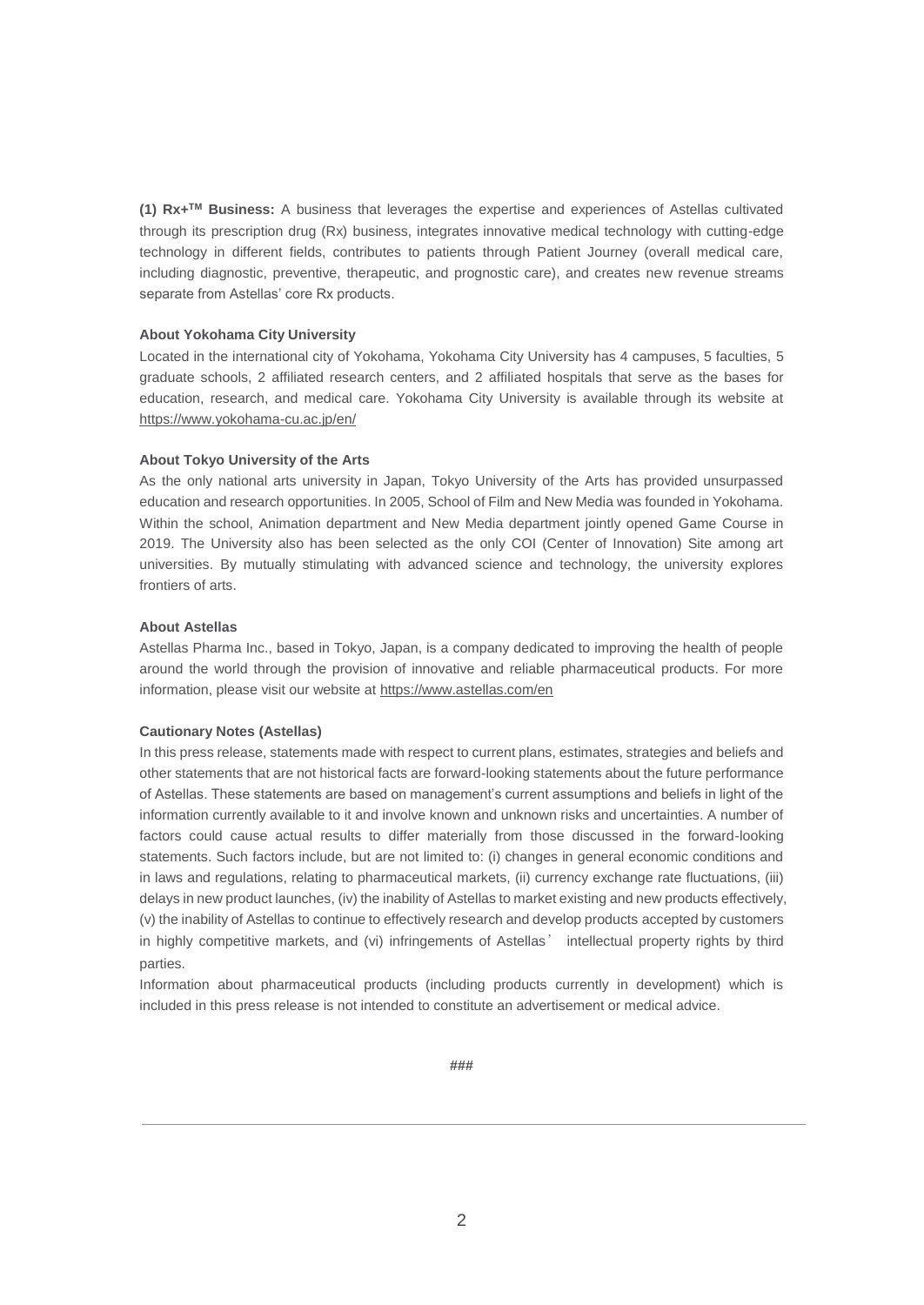**(1) Rx+$^{TM}$ Business:** A business that leverages the expertise and experiences of Astellas cultivated through its prescription drug (Rx) business, integrates innovative medical technology with cutting-edge technology in different fields, contributes to patients through Patient Journey (overall medical care, including diagnostic, preventive, therapeutic, and prognostic care), and creates new revenue streams separate from Astellas' core Rx products.

**About Yokohama City University**

Located in the international city of Yokohama, Yokohama City University has 4 campuses, 5 faculties, 5 graduate schools, 2 affiliated research centers, and 2 affiliated hospitals that serve as the bases for education, research, and medical care. Yokohama City University is available through its website at https://www.yokohama-cu.ac.jp/en/

**About Tokyo University of the Arts**

As the only national arts university in Japan, Tokyo University of the Arts has provided unsurpassed education and research opportunities. In 2005, School of Film and New Media was founded in Yokohama. Within the school, Animation department and New Media department jointly opened Game Course in 2019. The University also has been selected as the only COI (Center of Innovation) Site among art universities. By mutually stimulating with advanced science and technology, the university explores frontiers of arts.

**About Astellas**

Astellas Pharma Inc., based in Tokyo, Japan, is a company dedicated to improving the health of people around the world through the provision of innovative and reliable pharmaceutical products. For more information, please visit our website at https://www.astellas.com/en

**Cautionary Notes (Astellas)**

In this press release, statements made with respect to current plans, estimates, strategies and beliefs and other statements that are not historical facts are forward-looking statements about the future performance of Astellas. These statements are based on management's current assumptions and beliefs in light of the information currently available to it and involve known and unknown risks and uncertainties. A number of factors could cause actual results to differ materially from those discussed in the forward-looking statements. Such factors include, but are not limited to: (i) changes in general economic conditions and in laws and regulations, relating to pharmaceutical markets, (ii) currency exchange rate fluctuations, (iii) delays in new product launches, (iv) the inability of Astellas to market existing and new products effectively, (v) the inability of Astellas to continue to effectively research and develop products accepted by customers in highly competitive markets, and (vi) infringements of Astellas' intellectual property rights by third parties.

Information about pharmaceutical products (including products currently in development) which is included in this press release is not intended to constitute an advertisement or medical advice.

###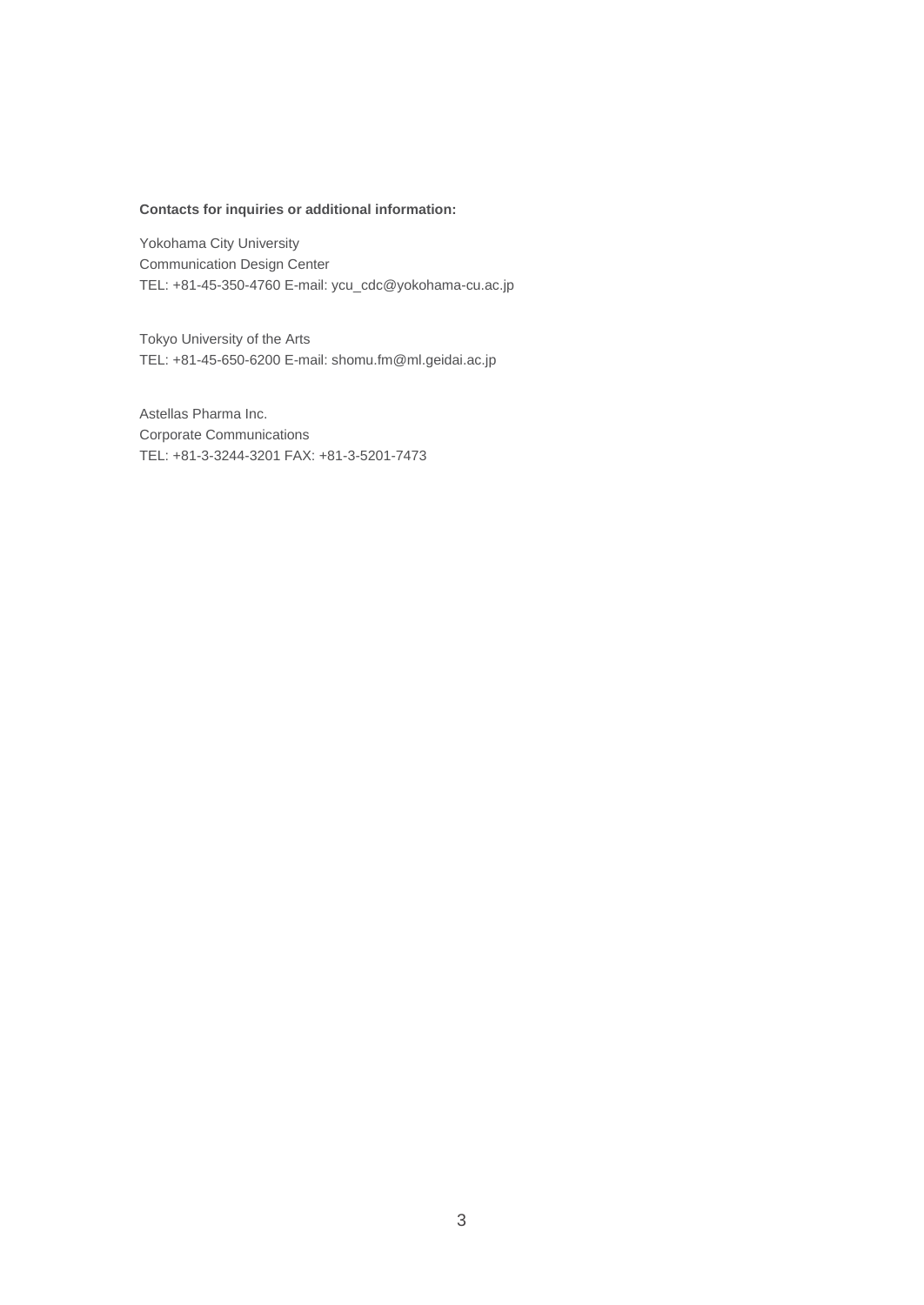**Contacts for inquiries or additional information:**

Yokohama City University
Communication Design Center
TEL: +81-45-350-4760 E-mail: ycu_cdc@yokohama-cu.ac.jp

Tokyo University of the Arts
TEL: +81-45-650-6200 E-mail: shomu.fm@ml.geidai.ac.jp

Astellas Pharma Inc.
Corporate Communications
TEL: +81-3-3244-3201 FAX: +81-3-5201-7473